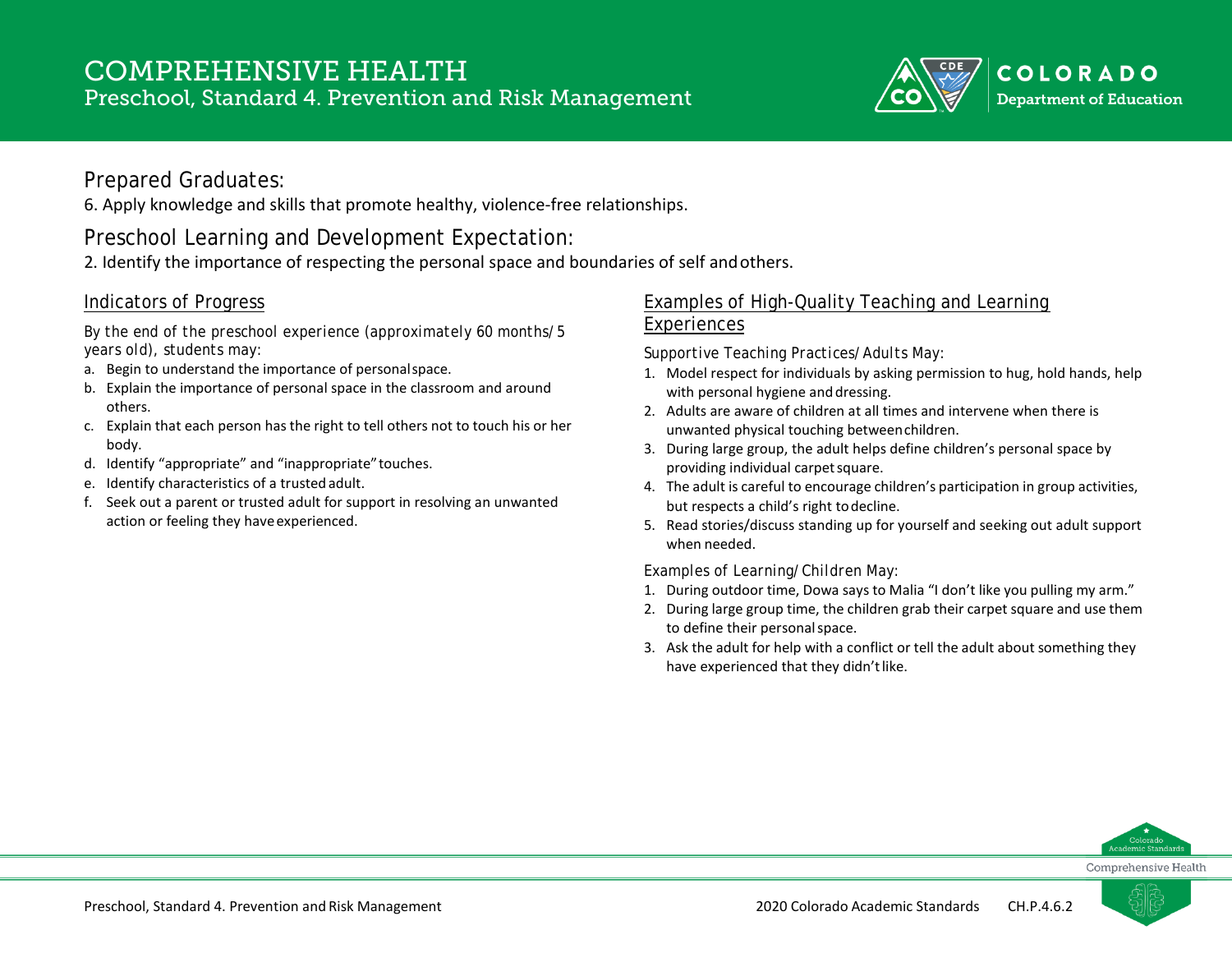# COMPREHENSIVE HEALTH

## Preschool, Standard 4. Prevention and Risk Management

### Prepared Graduates:

6. Apply knowledge and skills that promote healthy, violence-free relationships.

### Preschool Learning and Development Expectation:

2. Identify the importance of respecting the personal space and boundaries of self and others.

### Indicators of Progress

By the end of the preschool experience (approximately 60 months/5 years old), students may:

a. Begin to understand the importance of personal space.
b. Explain the importance of personal space in the classroom and around others.
c. Explain that each person has the right to tell others not to touch his or her body.
d. Identify "appropriate" and "inappropriate" touches.
e. Identify characteristics of a trusted adult.
f. Seek out a parent or trusted adult for support in resolving an unwanted action or feeling they have experienced.

### Examples of High-Quality Teaching and Learning Experiences

Supportive Teaching Practices/Adults May:

1. Model respect for individuals by asking permission to hug, hold hands, help with personal hygiene and dressing.
2. Adults are aware of children at all times and intervene when there is unwanted physical touching between children.
3. During large group, the adult helps define children's personal space by providing individual carpet square.
4. The adult is careful to encourage children's participation in group activities, but respects a child's right to decline.
5. Read stories/discuss standing up for yourself and seeking out adult support when needed.

Examples of Learning/Children May:

1. During outdoor time, Dowa says to Malia "I don't like you pulling my arm."
2. During large group time, the children grab their carpet square and use them to define their personal space.
3. Ask the adult for help with a conflict or tell the adult about something they have experienced that they didn't like.

CH.P.4.6.2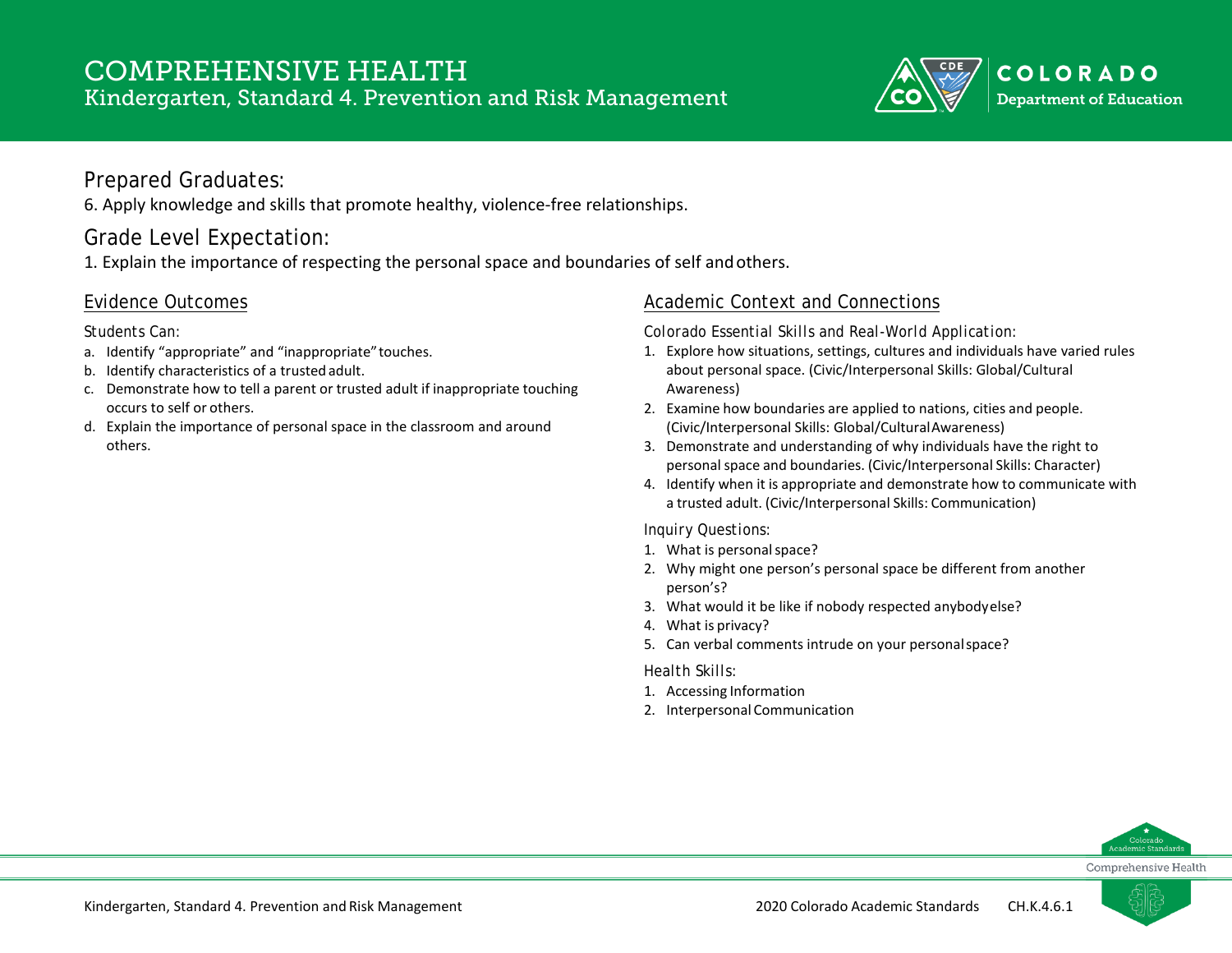# COMPREHENSIVE HEALTH
## Kindergarten, Standard 4. Prevention and Risk Management

### Prepared Graduates:
6. Apply knowledge and skills that promote healthy, violence-free relationships.

### Grade Level Expectation:
1. Explain the importance of respecting the personal space and boundaries of self and others.

### Evidence Outcomes

Students Can:

a. Identify "appropriate" and "inappropriate" touches.
b. Identify characteristics of a trusted adult.
c. Demonstrate how to tell a parent or trusted adult if inappropriate touching occurs to self or others.
d. Explain the importance of personal space in the classroom and around others.

### Academic Context and Connections

*Colorado Essential Skills and Real-World Application:*

1. Explore how situations, settings, cultures and individuals have varied rules about personal space. (Civic/Interpersonal Skills: Global/Cultural Awareness)
2. Examine how boundaries are applied to nations, cities and people. (Civic/Interpersonal Skills: Global/Cultural Awareness)
3. Demonstrate and understanding of why individuals have the right to personal space and boundaries. (Civic/Interpersonal Skills: Character)
4. Identify when it is appropriate and demonstrate how to communicate with a trusted adult. (Civic/Interpersonal Skills: Communication)

*Inquiry Questions:*

1. What is personal space?
2. Why might one person's personal space be different from another person's?
3. What would it be like if nobody respected anybody else?
4. What is privacy?
5. Can verbal comments intrude on your personal space?

*Health Skills:*

1. Accessing Information
2. Interpersonal Communication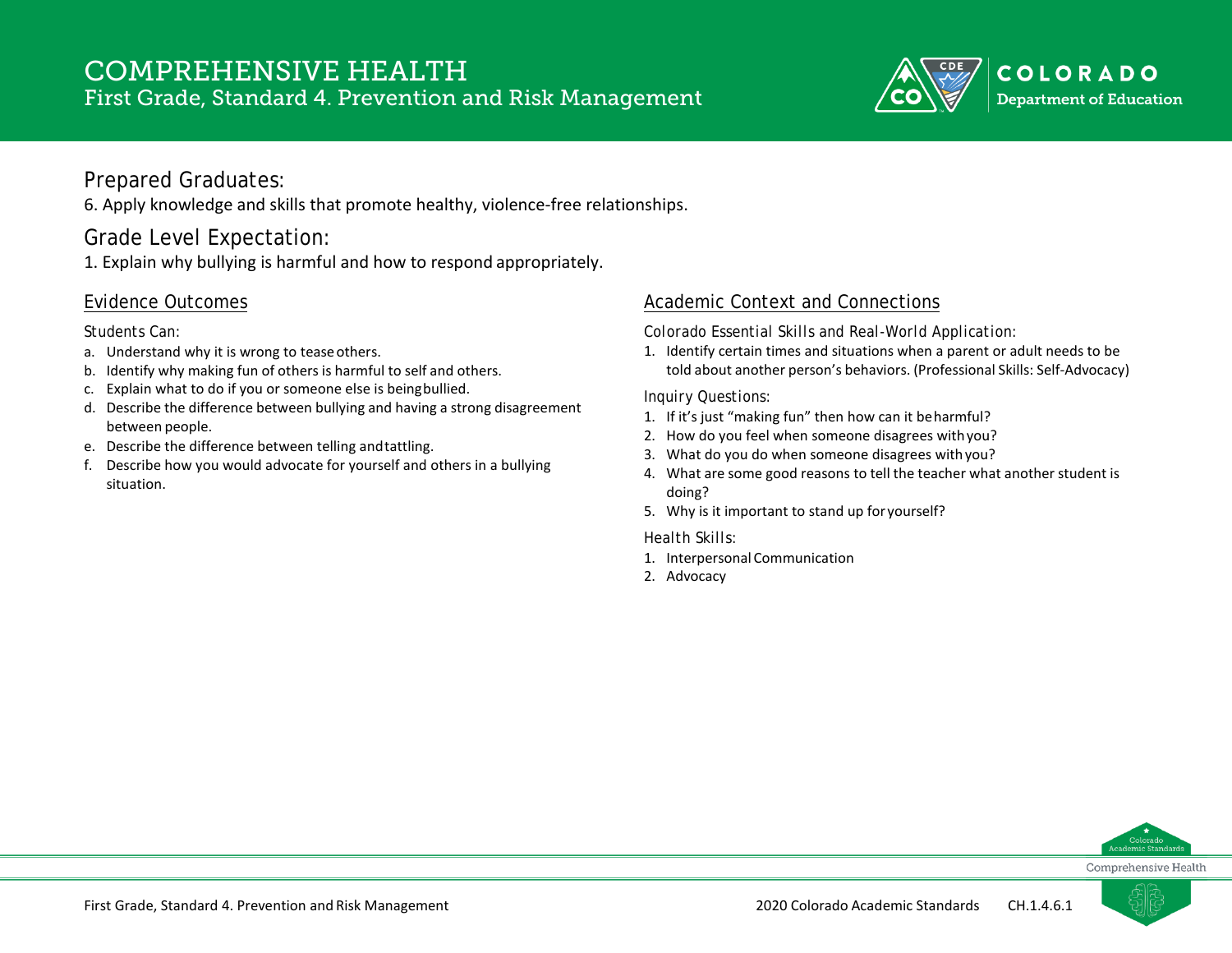# COMPREHENSIVE HEALTH
## First Grade, Standard 4. Prevention and Risk Management

### Prepared Graduates:
6. Apply knowledge and skills that promote healthy, violence-free relationships.

### Grade Level Expectation:
1. Explain why bullying is harmful and how to respond appropriately.

### Evidence Outcomes

Students Can:

a. Understand why it is wrong to tease others.
b. Identify why making fun of others is harmful to self and others.
c. Explain what to do if you or someone else is being bullied.
d. Describe the difference between bullying and having a strong disagreement between people.
e. Describe the difference between telling and tattling.
f. Describe how you would advocate for yourself and others in a bullying situation.

### Academic Context and Connections

Colorado Essential Skills and Real-World Application:

1. Identify certain times and situations when a parent or adult needs to be told about another person's behaviors. (Professional Skills: Self-Advocacy)

Inquiry Questions:

1. If it's just "making fun" then how can it be harmful?
2. How do you feel when someone disagrees with you?
3. What do you do when someone disagrees with you?
4. What are some good reasons to tell the teacher what another student is doing?
5. Why is it important to stand up for yourself?

Health Skills:

1. Interpersonal Communication
2. Advocacy

CH.1.4.6.1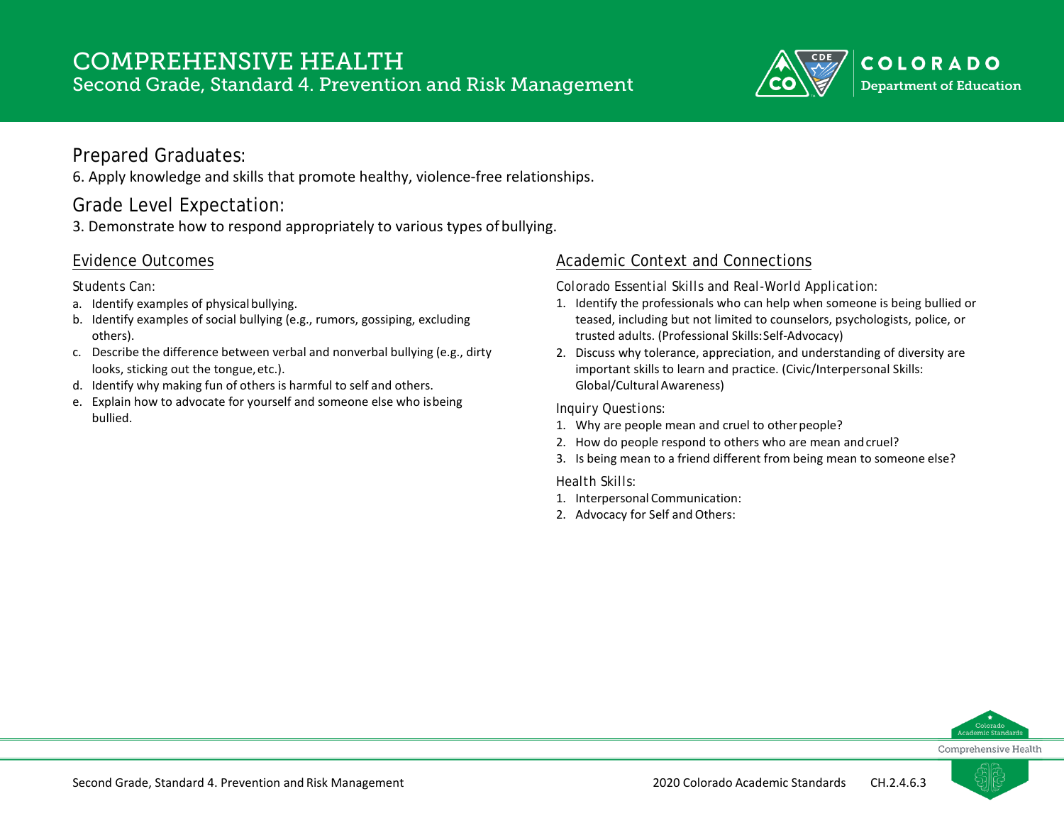# COMPREHENSIVE HEALTH

## Second Grade, Standard 4. Prevention and Risk Management

### Prepared Graduates:

6. Apply knowledge and skills that promote healthy, violence-free relationships.

### Grade Level Expectation:

3. Demonstrate how to respond appropriately to various types of bullying.

### Evidence Outcomes

Students Can:

a. Identify examples of physical bullying.
b. Identify examples of social bullying (e.g., rumors, gossiping, excluding others).
c. Describe the difference between verbal and nonverbal bullying (e.g., dirty looks, sticking out the tongue, etc.).
d. Identify why making fun of others is harmful to self and others.
e. Explain how to advocate for yourself and someone else who is being bullied.

### Academic Context and Connections

Colorado Essential Skills and Real-World Application:

1. Identify the professionals who can help when someone is being bullied or teased, including but not limited to counselors, psychologists, police, or trusted adults. (Professional Skills: Self-Advocacy)
2. Discuss why tolerance, appreciation, and understanding of diversity are important skills to learn and practice. (Civic/Interpersonal Skills: Global/Cultural Awareness)

Inquiry Questions:

1. Why are people mean and cruel to other people?
2. How do people respond to others who are mean and cruel?
3. Is being mean to a friend different from being mean to someone else?

Health Skills:

1. Interpersonal Communication:
2. Advocacy for Self and Others:

Second Grade, Standard 4. Prevention and Risk Management — 2020 Colorado Academic Standards — CH.2.4.6.3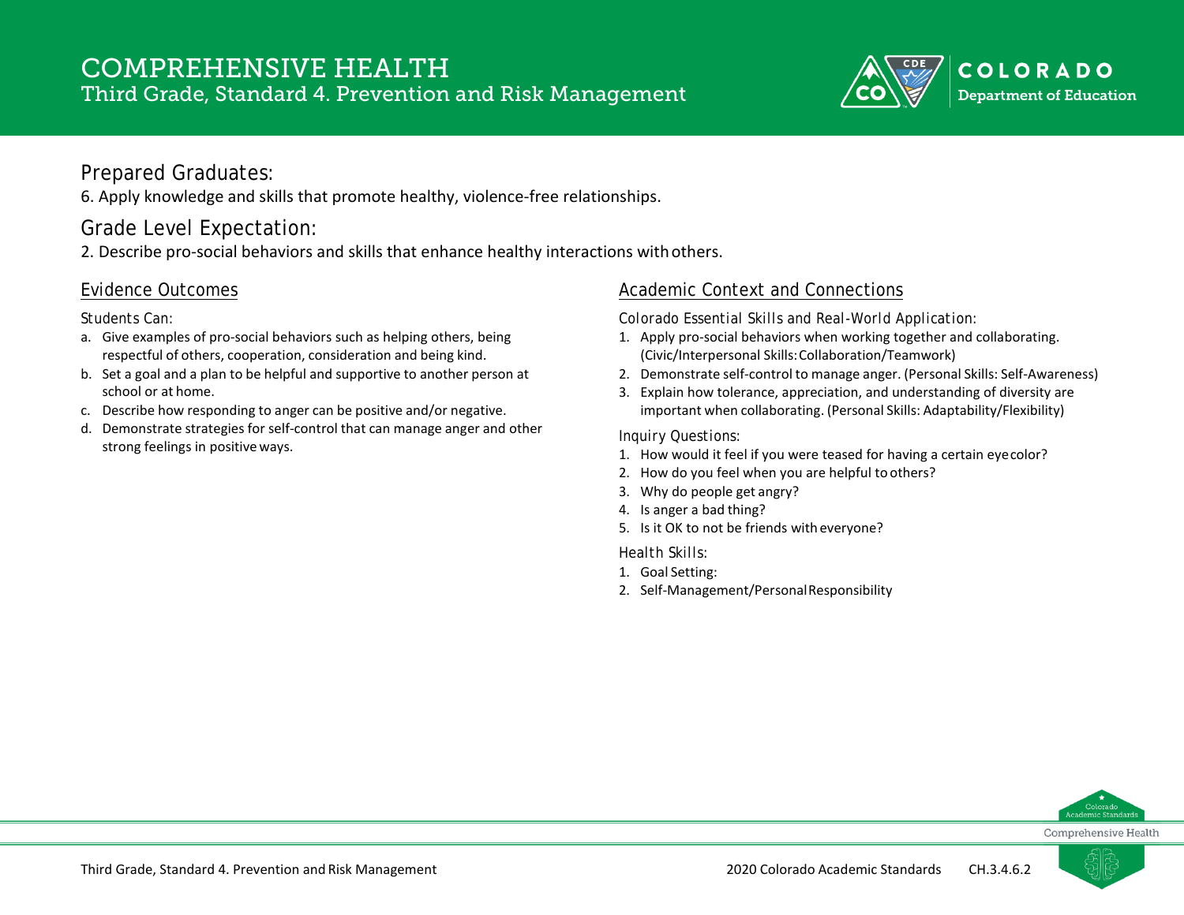# COMPREHENSIVE HEALTH

## Third Grade, Standard 4. Prevention and Risk Management

### Prepared Graduates:

6. Apply knowledge and skills that promote healthy, violence-free relationships.

### Grade Level Expectation:

2. Describe pro-social behaviors and skills that enhance healthy interactions with others.

### Evidence Outcomes

Students Can:

a. Give examples of pro-social behaviors such as helping others, being respectful of others, cooperation, consideration and being kind.
b. Set a goal and a plan to be helpful and supportive to another person at school or at home.
c. Describe how responding to anger can be positive and/or negative.
d. Demonstrate strategies for self-control that can manage anger and other strong feelings in positive ways.

### Academic Context and Connections

Colorado Essential Skills and Real-World Application:

1. Apply pro-social behaviors when working together and collaborating. (Civic/Interpersonal Skills: Collaboration/Teamwork)
2. Demonstrate self-control to manage anger. (Personal Skills: Self-Awareness)
3. Explain how tolerance, appreciation, and understanding of diversity are important when collaborating. (Personal Skills: Adaptability/Flexibility)

Inquiry Questions:

1. How would it feel if you were teased for having a certain eye color?
2. How do you feel when you are helpful to others?
3. Why do people get angry?
4. Is anger a bad thing?
5. Is it OK to not be friends with everyone?

Health Skills:

1. Goal Setting:
2. Self-Management/Personal Responsibility

Third Grade, Standard 4. Prevention and Risk Management — 2020 Colorado Academic Standards — CH.3.4.6.2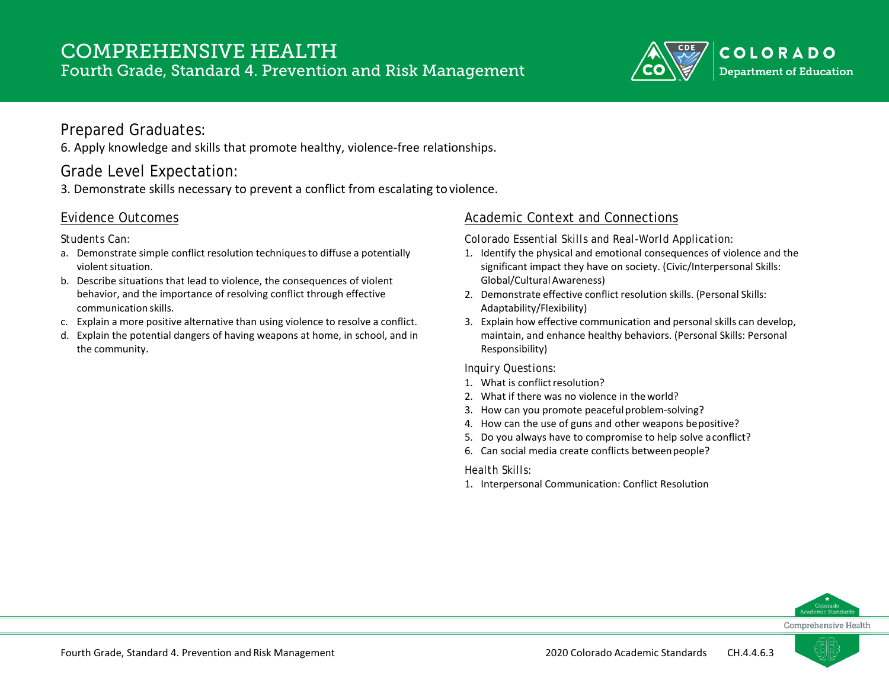# COMPREHENSIVE HEALTH
## Fourth Grade, Standard 4. Prevention and Risk Management

### Prepared Graduates:
6. Apply knowledge and skills that promote healthy, violence-free relationships.

### Grade Level Expectation:
3. Demonstrate skills necessary to prevent a conflict from escalating to violence.

### Evidence Outcomes

Students Can:

a. Demonstrate simple conflict resolution techniques to diffuse a potentially violent situation.
b. Describe situations that lead to violence, the consequences of violent behavior, and the importance of resolving conflict through effective communication skills.
c. Explain a more positive alternative than using violence to resolve a conflict.
d. Explain the potential dangers of having weapons at home, in school, and in the community.

### Academic Context and Connections

Colorado Essential Skills and Real-World Application:

1. Identify the physical and emotional consequences of violence and the significant impact they have on society. (Civic/Interpersonal Skills: Global/Cultural Awareness)
2. Demonstrate effective conflict resolution skills. (Personal Skills: Adaptability/Flexibility)
3. Explain how effective communication and personal skills can develop, maintain, and enhance healthy behaviors. (Personal Skills: Personal Responsibility)

Inquiry Questions:

1. What is conflict resolution?
2. What if there was no violence in the world?
3. How can you promote peaceful problem-solving?
4. How can the use of guns and other weapons be positive?
5. Do you always have to compromise to help solve a conflict?
6. Can social media create conflicts between people?

Health Skills:

1. Interpersonal Communication: Conflict Resolution

Fourth Grade, Standard 4. Prevention and Risk Management — 2020 Colorado Academic Standards — CH.4.4.6.3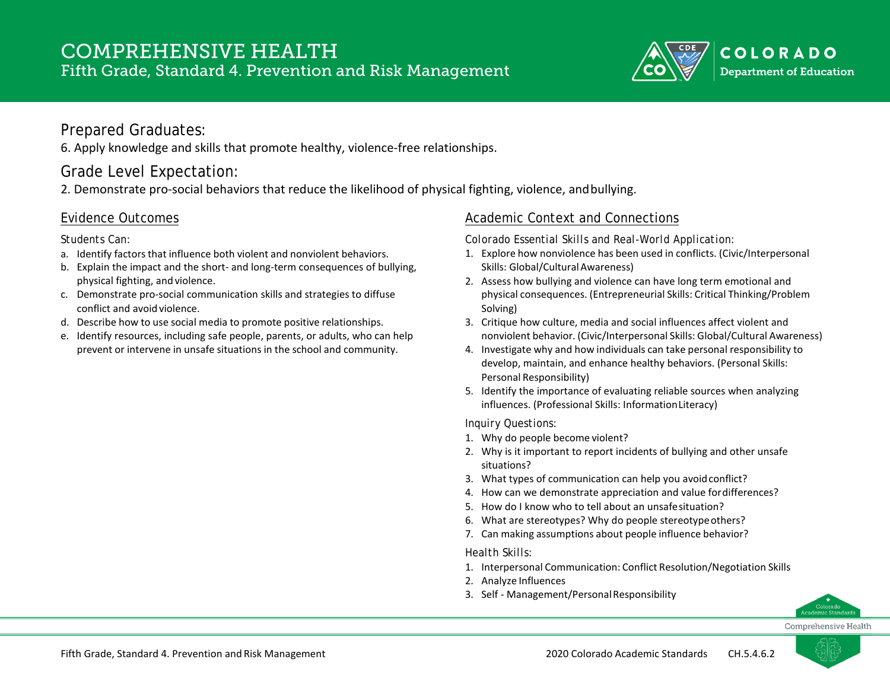# COMPREHENSIVE HEALTH
## Fifth Grade, Standard 4. Prevention and Risk Management

### Prepared Graduates:

6. Apply knowledge and skills that promote healthy, violence-free relationships.

### Grade Level Expectation:

2. Demonstrate pro-social behaviors that reduce the likelihood of physical fighting, violence, and bullying.

### Evidence Outcomes

Students Can:

a. Identify factors that influence both violent and nonviolent behaviors.
b. Explain the impact and the short- and long-term consequences of bullying, physical fighting, and violence.
c. Demonstrate pro-social communication skills and strategies to diffuse conflict and avoid violence.
d. Describe how to use social media to promote positive relationships.
e. Identify resources, including safe people, parents, or adults, who can help prevent or intervene in unsafe situations in the school and community.

### Academic Context and Connections

*Colorado Essential Skills and Real-World Application:*

1. Explore how nonviolence has been used in conflicts. (Civic/Interpersonal Skills: Global/Cultural Awareness)
2. Assess how bullying and violence can have long term emotional and physical consequences. (Entrepreneurial Skills: Critical Thinking/Problem Solving)
3. Critique how culture, media and social influences affect violent and nonviolent behavior. (Civic/Interpersonal Skills: Global/Cultural Awareness)
4. Investigate why and how individuals can take personal responsibility to develop, maintain, and enhance healthy behaviors. (Personal Skills: Personal Responsibility)
5. Identify the importance of evaluating reliable sources when analyzing influences. (Professional Skills: Information Literacy)

*Inquiry Questions:*

1. Why do people become violent?
2. Why is it important to report incidents of bullying and other unsafe situations?
3. What types of communication can help you avoid conflict?
4. How can we demonstrate appreciation and value for differences?
5. How do I know who to tell about an unsafe situation?
6. What are stereotypes? Why do people stereotype others?
7. Can making assumptions about people influence behavior?

*Health Skills:*

1. Interpersonal Communication: Conflict Resolution/Negotiation Skills
2. Analyze Influences
3. Self - Management/Personal Responsibility

CH.5.4.6.2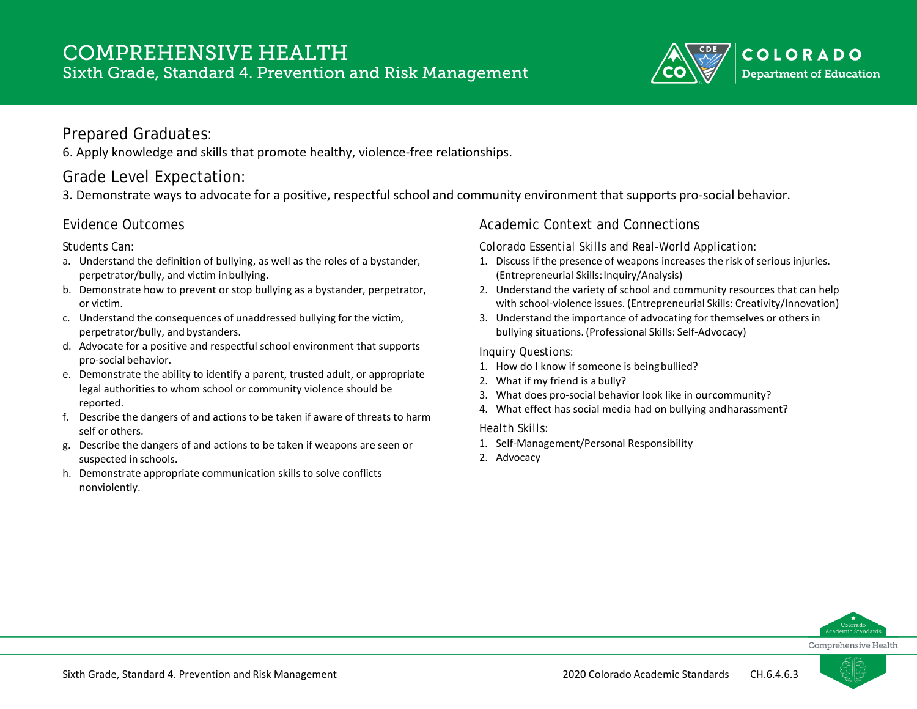# COMPREHENSIVE HEALTH

## Sixth Grade, Standard 4. Prevention and Risk Management

### Prepared Graduates:

6. Apply knowledge and skills that promote healthy, violence-free relationships.

### Grade Level Expectation:

3. Demonstrate ways to advocate for a positive, respectful school and community environment that supports pro-social behavior.

### Evidence Outcomes

Students Can:

a. Understand the definition of bullying, as well as the roles of a bystander, perpetrator/bully, and victim in bullying.
b. Demonstrate how to prevent or stop bullying as a bystander, perpetrator, or victim.
c. Understand the consequences of unaddressed bullying for the victim, perpetrator/bully, and bystanders.
d. Advocate for a positive and respectful school environment that supports pro-social behavior.
e. Demonstrate the ability to identify a parent, trusted adult, or appropriate legal authorities to whom school or community violence should be reported.
f. Describe the dangers of and actions to be taken if aware of threats to harm self or others.
g. Describe the dangers of and actions to be taken if weapons are seen or suspected in schools.
h. Demonstrate appropriate communication skills to solve conflicts nonviolently.

### Academic Context and Connections

Colorado Essential Skills and Real-World Application:

1. Discuss if the presence of weapons increases the risk of serious injuries. (Entrepreneurial Skills: Inquiry/Analysis)
2. Understand the variety of school and community resources that can help with school-violence issues. (Entrepreneurial Skills: Creativity/Innovation)
3. Understand the importance of advocating for themselves or others in bullying situations. (Professional Skills: Self-Advocacy)

Inquiry Questions:

1. How do I know if someone is being bullied?
2. What if my friend is a bully?
3. What does pro-social behavior look like in our community?
4. What effect has social media had on bullying and harassment?

Health Skills:

1. Self-Management/Personal Responsibility
2. Advocacy

Sixth Grade, Standard 4. Prevention and Risk Management — 2020 Colorado Academic Standards — CH.6.4.6.3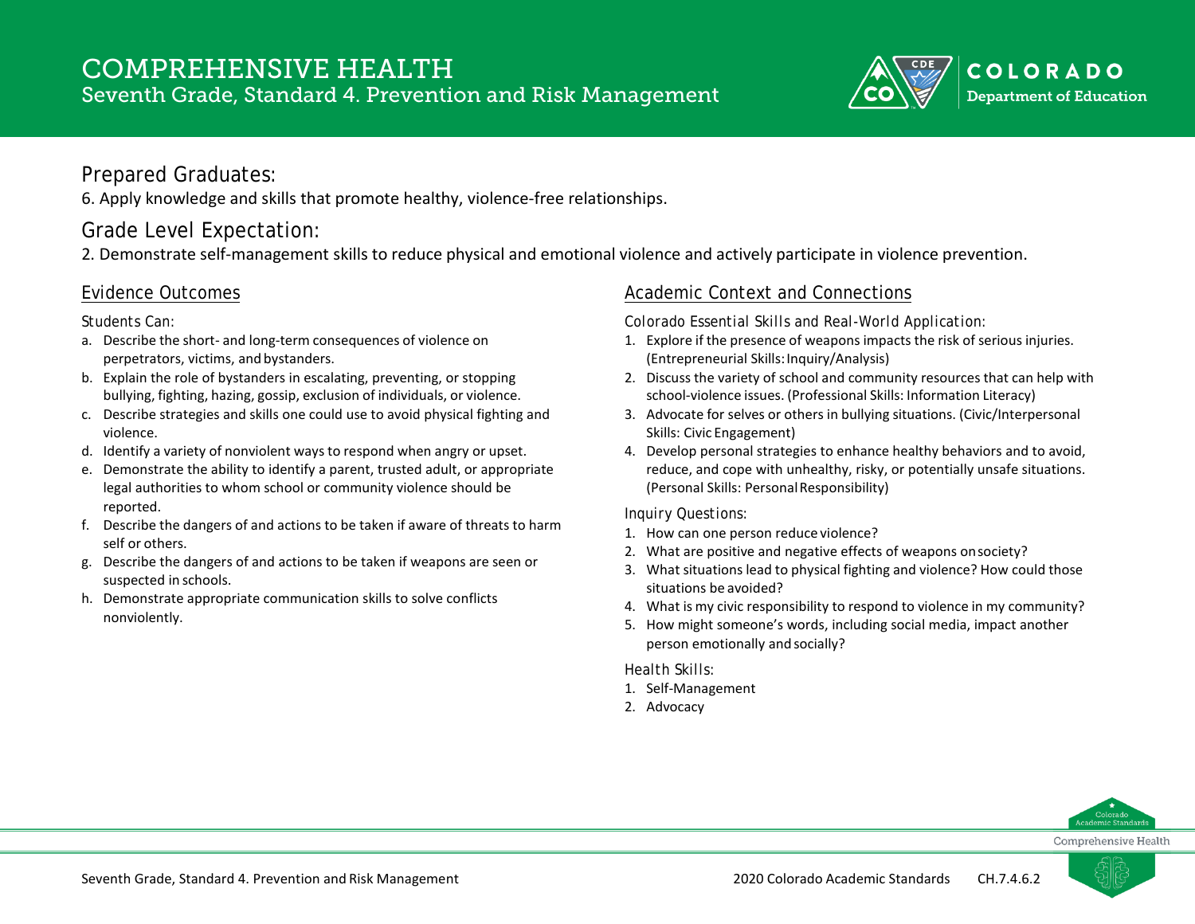# COMPREHENSIVE HEALTH

## Seventh Grade, Standard 4. Prevention and Risk Management

### Prepared Graduates:

6. Apply knowledge and skills that promote healthy, violence-free relationships.

### Grade Level Expectation:

2. Demonstrate self-management skills to reduce physical and emotional violence and actively participate in violence prevention.

### Evidence Outcomes

Students Can:

a. Describe the short- and long-term consequences of violence on perpetrators, victims, and bystanders.
b. Explain the role of bystanders in escalating, preventing, or stopping bullying, fighting, hazing, gossip, exclusion of individuals, or violence.
c. Describe strategies and skills one could use to avoid physical fighting and violence.
d. Identify a variety of nonviolent ways to respond when angry or upset.
e. Demonstrate the ability to identify a parent, trusted adult, or appropriate legal authorities to whom school or community violence should be reported.
f. Describe the dangers of and actions to be taken if aware of threats to harm self or others.
g. Describe the dangers of and actions to be taken if weapons are seen or suspected in schools.
h. Demonstrate appropriate communication skills to solve conflicts nonviolently.

### Academic Context and Connections

Colorado Essential Skills and Real-World Application:

1. Explore if the presence of weapons impacts the risk of serious injuries. (Entrepreneurial Skills: Inquiry/Analysis)
2. Discuss the variety of school and community resources that can help with school-violence issues. (Professional Skills: Information Literacy)
3. Advocate for selves or others in bullying situations. (Civic/Interpersonal Skills: Civic Engagement)
4. Develop personal strategies to enhance healthy behaviors and to avoid, reduce, and cope with unhealthy, risky, or potentially unsafe situations. (Personal Skills: Personal Responsibility)

Inquiry Questions:

1. How can one person reduce violence?
2. What are positive and negative effects of weapons on society?
3. What situations lead to physical fighting and violence? How could those situations be avoided?
4. What is my civic responsibility to respond to violence in my community?
5. How might someone's words, including social media, impact another person emotionally and socially?

Health Skills:

1. Self-Management
2. Advocacy

CH.7.4.6.2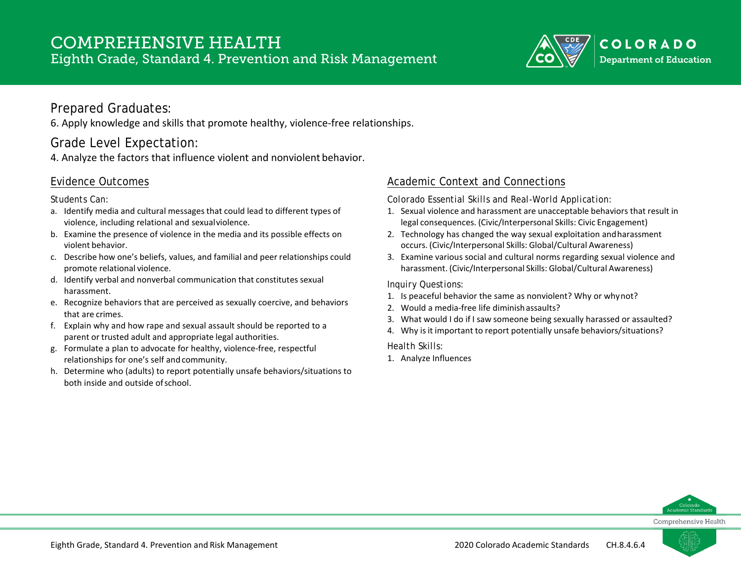# COMPREHENSIVE HEALTH
## Eighth Grade, Standard 4. Prevention and Risk Management

## Prepared Graduates:

6. Apply knowledge and skills that promote healthy, violence-free relationships.

## Grade Level Expectation:

4. Analyze the factors that influence violent and nonviolent behavior.

### Evidence Outcomes

Students Can:

a. Identify media and cultural messages that could lead to different types of violence, including relational and sexual violence.
b. Examine the presence of violence in the media and its possible effects on violent behavior.
c. Describe how one's beliefs, values, and familial and peer relationships could promote relational violence.
d. Identify verbal and nonverbal communication that constitutes sexual harassment.
e. Recognize behaviors that are perceived as sexually coercive, and behaviors that are crimes.
f. Explain why and how rape and sexual assault should be reported to a parent or trusted adult and appropriate legal authorities.
g. Formulate a plan to advocate for healthy, violence-free, respectful relationships for one's self and community.
h. Determine who (adults) to report potentially unsafe behaviors/situations to both inside and outside of school.

### Academic Context and Connections

Colorado Essential Skills and Real-World Application:

1. Sexual violence and harassment are unacceptable behaviors that result in legal consequences. (Civic/Interpersonal Skills: Civic Engagement)
2. Technology has changed the way sexual exploitation and harassment occurs. (Civic/Interpersonal Skills: Global/Cultural Awareness)
3. Examine various social and cultural norms regarding sexual violence and harassment. (Civic/Interpersonal Skills: Global/Cultural Awareness)

Inquiry Questions:

1. Is peaceful behavior the same as nonviolent? Why or why not?
2. Would a media-free life diminish assaults?
3. What would I do if I saw someone being sexually harassed or assaulted?
4. Why is it important to report potentially unsafe behaviors/situations?

Health Skills:

1. Analyze Influences

CH.8.4.6.4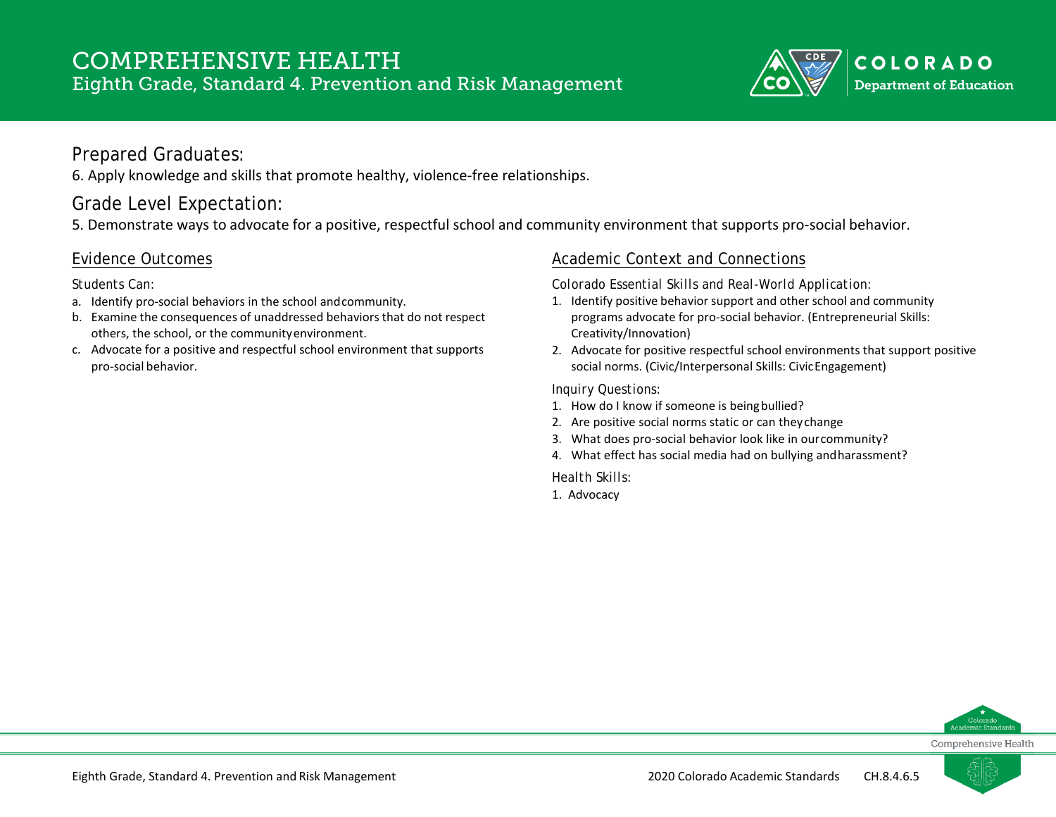# COMPREHENSIVE HEALTH

## Eighth Grade, Standard 4. Prevention and Risk Management

### Prepared Graduates:

6. Apply knowledge and skills that promote healthy, violence-free relationships.

### Grade Level Expectation:

5. Demonstrate ways to advocate for a positive, respectful school and community environment that supports pro-social behavior.

### Evidence Outcomes

Students Can:

a. Identify pro-social behaviors in the school and community.
b. Examine the consequences of unaddressed behaviors that do not respect others, the school, or the community environment.
c. Advocate for a positive and respectful school environment that supports pro-social behavior.

### Academic Context and Connections

Colorado Essential Skills and Real-World Application:

1. Identify positive behavior support and other school and community programs advocate for pro-social behavior. (Entrepreneurial Skills: Creativity/Innovation)
2. Advocate for positive respectful school environments that support positive social norms. (Civic/Interpersonal Skills: Civic Engagement)

Inquiry Questions:

1. How do I know if someone is being bullied?
2. Are positive social norms static or can they change
3. What does pro-social behavior look like in our community?
4. What effect has social media had on bullying and harassment?

Health Skills:

1. Advocacy

CH.8.4.6.5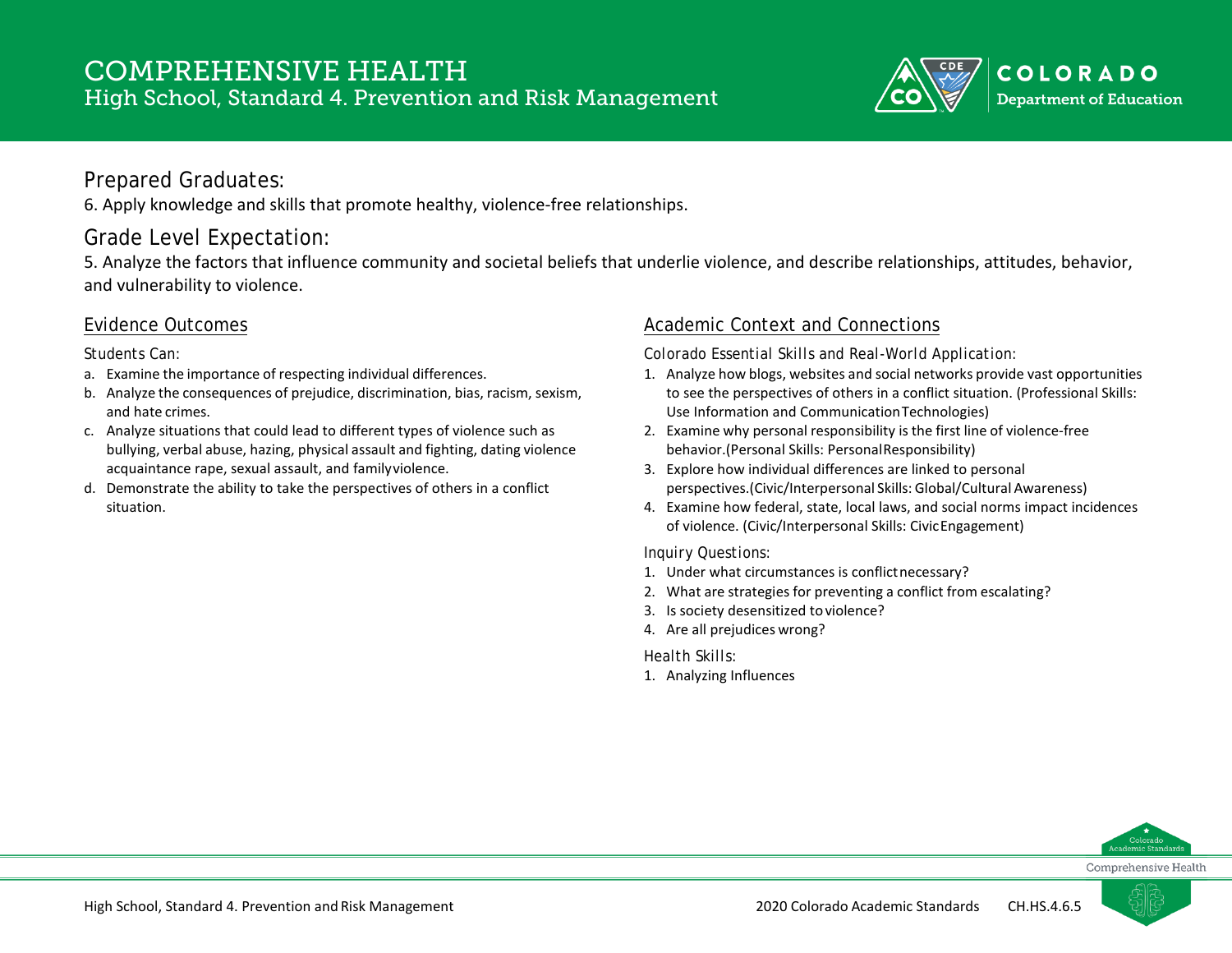# COMPREHENSIVE HEALTH
## High School, Standard 4. Prevention and Risk Management

## Prepared Graduates:

6. Apply knowledge and skills that promote healthy, violence-free relationships.

## Grade Level Expectation:

5. Analyze the factors that influence community and societal beliefs that underlie violence, and describe relationships, attitudes, behavior, and vulnerability to violence.

### Evidence Outcomes

Students Can:

a. Examine the importance of respecting individual differences.
b. Analyze the consequences of prejudice, discrimination, bias, racism, sexism, and hate crimes.
c. Analyze situations that could lead to different types of violence such as bullying, verbal abuse, hazing, physical assault and fighting, dating violence acquaintance rape, sexual assault, and family violence.
d. Demonstrate the ability to take the perspectives of others in a conflict situation.

### Academic Context and Connections

Colorado Essential Skills and Real-World Application:

1. Analyze how blogs, websites and social networks provide vast opportunities to see the perspectives of others in a conflict situation. (Professional Skills: Use Information and Communication Technologies)
2. Examine why personal responsibility is the first line of violence-free behavior.(Personal Skills: Personal Responsibility)
3. Explore how individual differences are linked to personal perspectives.(Civic/Interpersonal Skills: Global/Cultural Awareness)
4. Examine how federal, state, local laws, and social norms impact incidences of violence. (Civic/Interpersonal Skills: Civic Engagement)

Inquiry Questions:

1. Under what circumstances is conflict necessary?
2. What are strategies for preventing a conflict from escalating?
3. Is society desensitized to violence?
4. Are all prejudices wrong?

Health Skills:

1. Analyzing Influences

CH.HS.4.6.5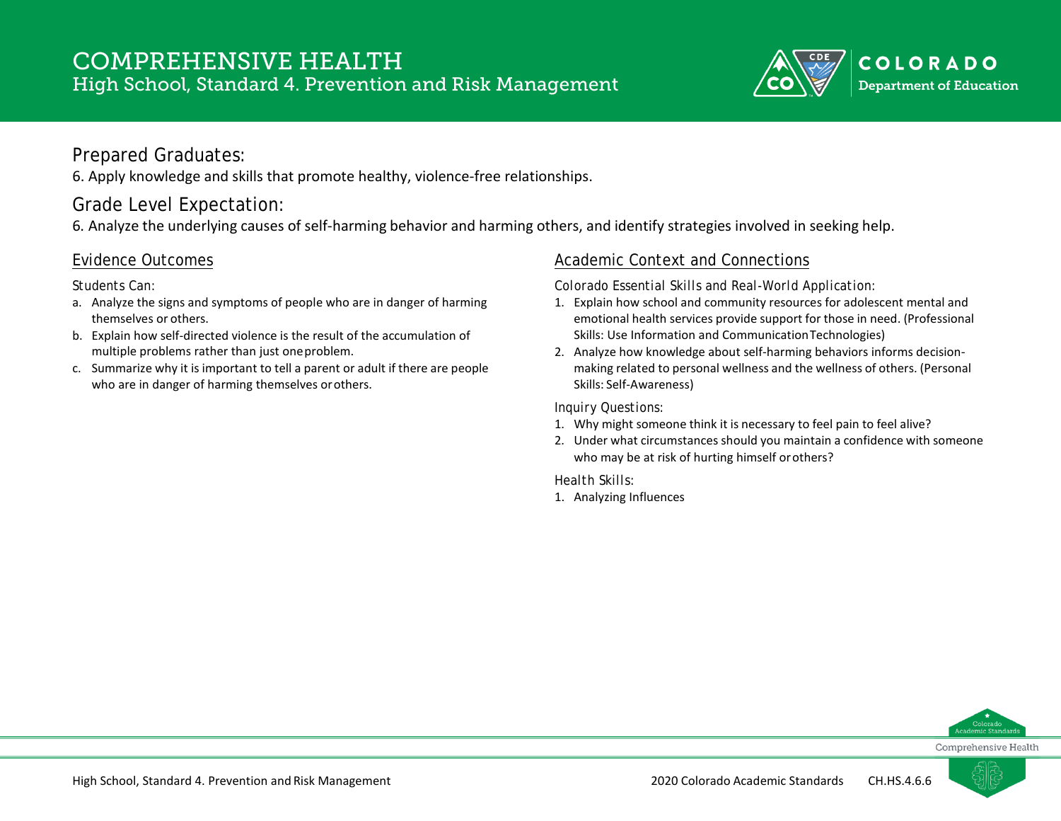# COMPREHENSIVE HEALTH
## High School, Standard 4. Prevention and Risk Management

## Prepared Graduates:

6. Apply knowledge and skills that promote healthy, violence-free relationships.

## Grade Level Expectation:

6. Analyze the underlying causes of self-harming behavior and harming others, and identify strategies involved in seeking help.

### Evidence Outcomes

Students Can:

a. Analyze the signs and symptoms of people who are in danger of harming themselves or others.
b. Explain how self-directed violence is the result of the accumulation of multiple problems rather than just one problem.
c. Summarize why it is important to tell a parent or adult if there are people who are in danger of harming themselves or others.

### Academic Context and Connections

Colorado Essential Skills and Real-World Application:

1. Explain how school and community resources for adolescent mental and emotional health services provide support for those in need. (Professional Skills: Use Information and Communication Technologies)
2. Analyze how knowledge about self-harming behaviors informs decision-making related to personal wellness and the wellness of others. (Personal Skills: Self-Awareness)

Inquiry Questions:

1. Why might someone think it is necessary to feel pain to feel alive?
2. Under what circumstances should you maintain a confidence with someone who may be at risk of hurting himself or others?

Health Skills:

1. Analyzing Influences

CH.HS.4.6.6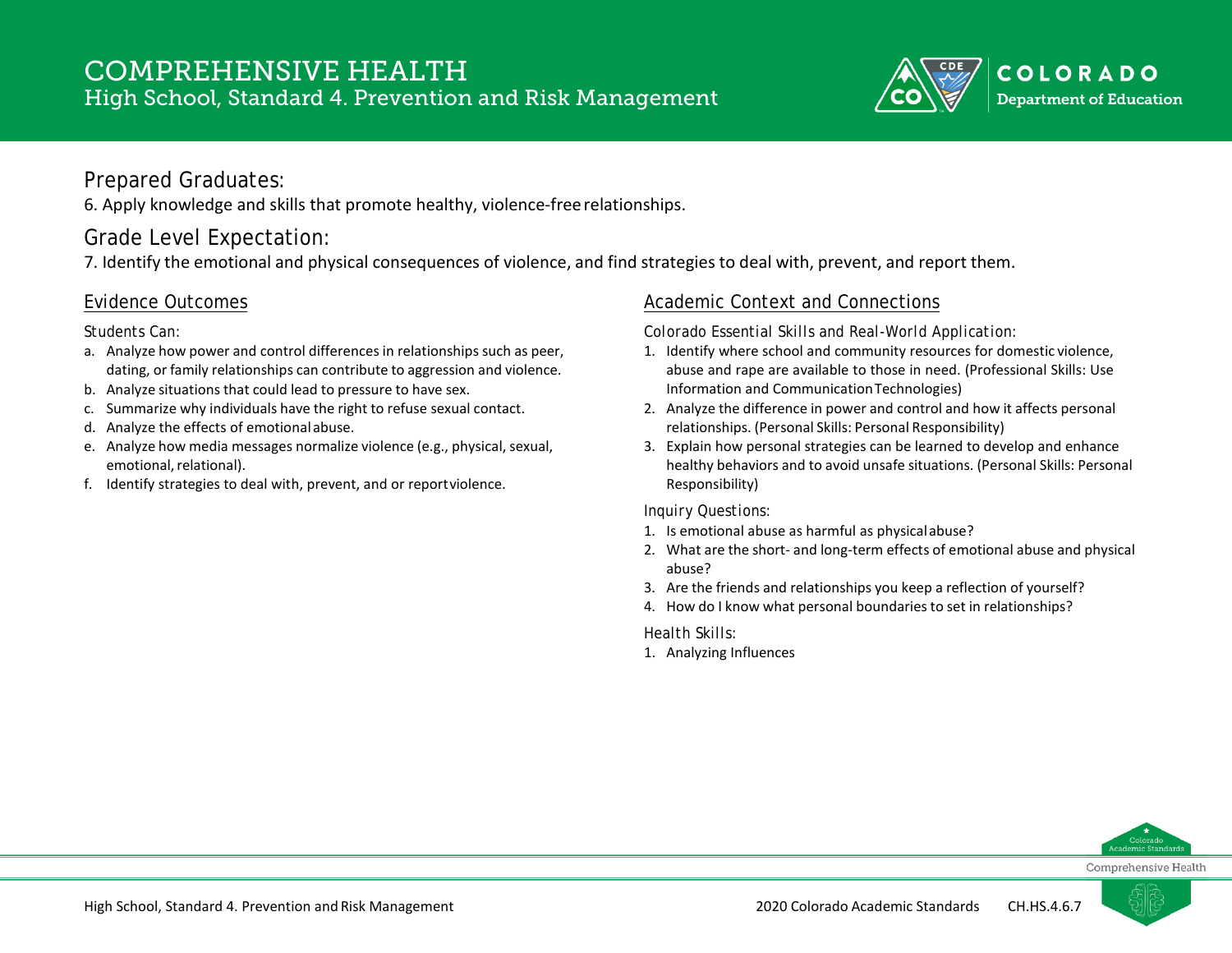# COMPREHENSIVE HEALTH

## High School, Standard 4. Prevention and Risk Management

### Prepared Graduates:

6. Apply knowledge and skills that promote healthy, violence-free relationships.

### Grade Level Expectation:

7. Identify the emotional and physical consequences of violence, and find strategies to deal with, prevent, and report them.

### Evidence Outcomes

Students Can:

a. Analyze how power and control differences in relationships such as peer, dating, or family relationships can contribute to aggression and violence.
b. Analyze situations that could lead to pressure to have sex.
c. Summarize why individuals have the right to refuse sexual contact.
d. Analyze the effects of emotional abuse.
e. Analyze how media messages normalize violence (e.g., physical, sexual, emotional, relational).
f. Identify strategies to deal with, prevent, and or report violence.

### Academic Context and Connections

Colorado Essential Skills and Real-World Application:

1. Identify where school and community resources for domestic violence, abuse and rape are available to those in need. (Professional Skills: Use Information and Communication Technologies)
2. Analyze the difference in power and control and how it affects personal relationships. (Personal Skills: Personal Responsibility)
3. Explain how personal strategies can be learned to develop and enhance healthy behaviors and to avoid unsafe situations. (Personal Skills: Personal Responsibility)

Inquiry Questions:

1. Is emotional abuse as harmful as physical abuse?
2. What are the short- and long-term effects of emotional abuse and physical abuse?
3. Are the friends and relationships you keep a reflection of yourself?
4. How do I know what personal boundaries to set in relationships?

Health Skills:

1. Analyzing Influences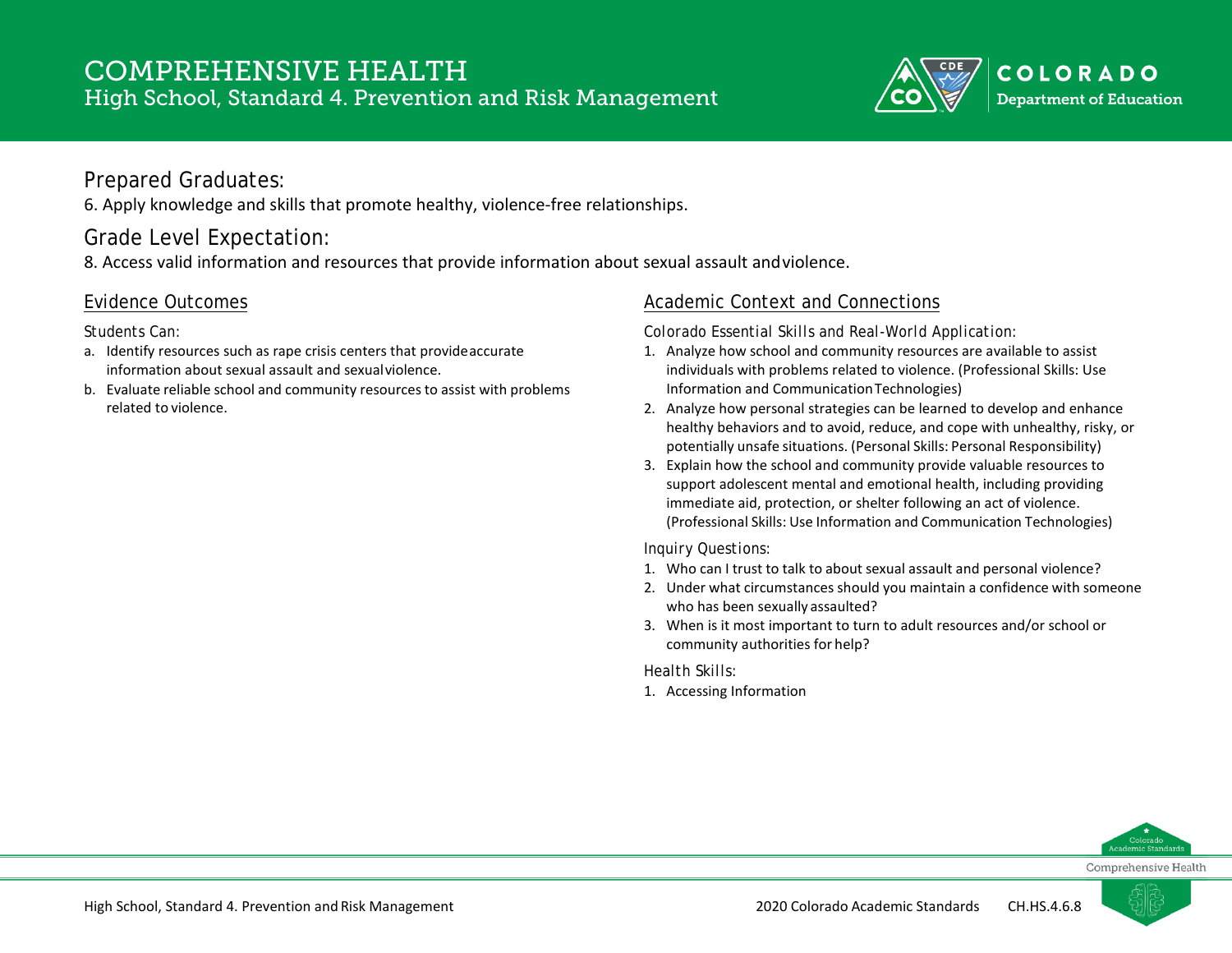# COMPREHENSIVE HEALTH
## High School, Standard 4. Prevention and Risk Management

### Prepared Graduates:
6. Apply knowledge and skills that promote healthy, violence-free relationships.

### Grade Level Expectation:
8. Access valid information and resources that provide information about sexual assault and violence.

### Evidence Outcomes

*Students Can:*

a. Identify resources such as rape crisis centers that provide accurate information about sexual assault and sexual violence.
b. Evaluate reliable school and community resources to assist with problems related to violence.

### Academic Context and Connections

*Colorado Essential Skills and Real-World Application:*

1. Analyze how school and community resources are available to assist individuals with problems related to violence. (Professional Skills: Use Information and Communication Technologies)
2. Analyze how personal strategies can be learned to develop and enhance healthy behaviors and to avoid, reduce, and cope with unhealthy, risky, or potentially unsafe situations. (Personal Skills: Personal Responsibility)
3. Explain how the school and community provide valuable resources to support adolescent mental and emotional health, including providing immediate aid, protection, or shelter following an act of violence. (Professional Skills: Use Information and Communication Technologies)

*Inquiry Questions:*

1. Who can I trust to talk to about sexual assault and personal violence?
2. Under what circumstances should you maintain a confidence with someone who has been sexually assaulted?
3. When is it most important to turn to adult resources and/or school or community authorities for help?

*Health Skills:*

1. Accessing Information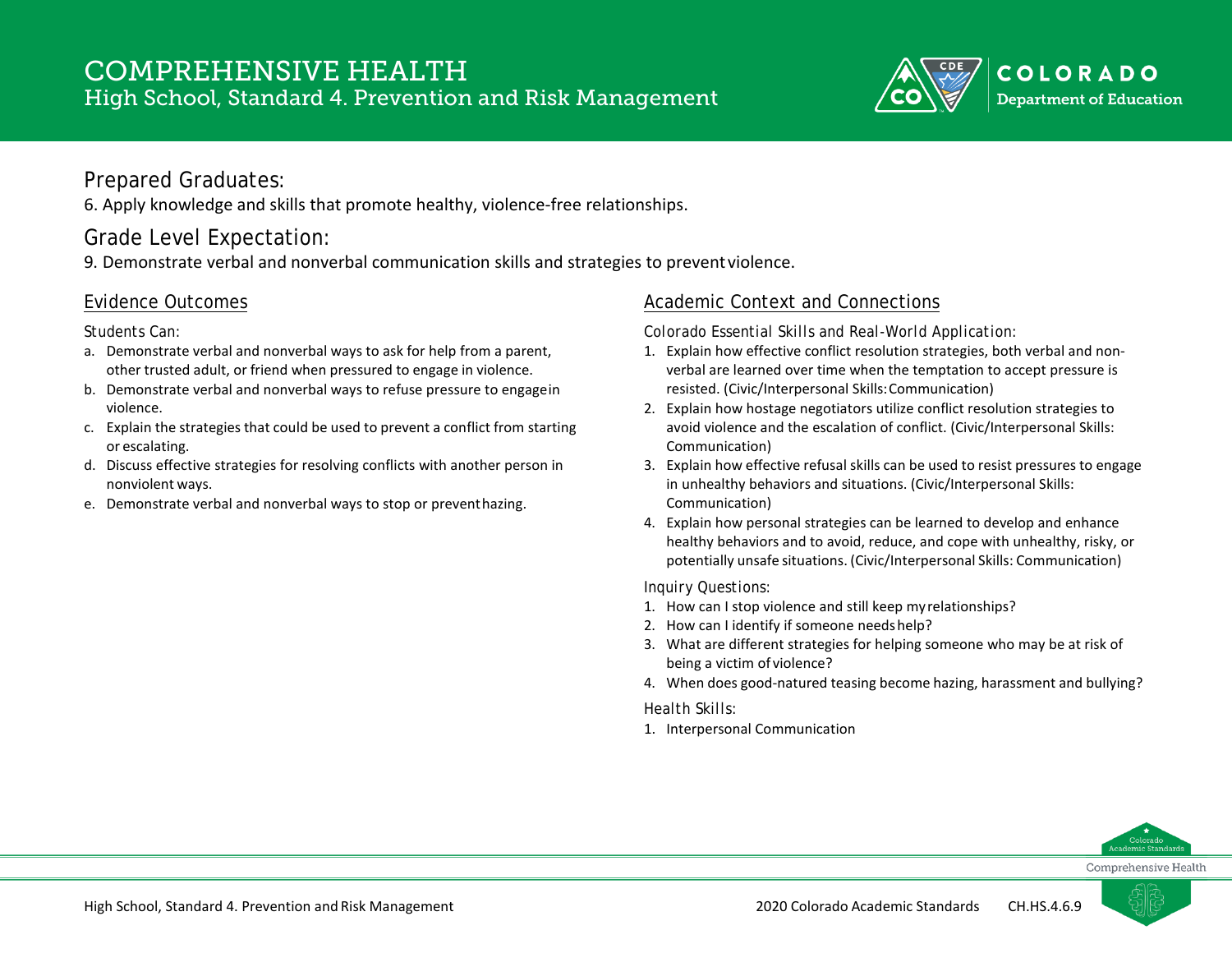# COMPREHENSIVE HEALTH
## High School, Standard 4. Prevention and Risk Management

### Prepared Graduates:
6. Apply knowledge and skills that promote healthy, violence-free relationships.

### Grade Level Expectation:
9. Demonstrate verbal and nonverbal communication skills and strategies to prevent violence.

### Evidence Outcomes

Students Can:

a. Demonstrate verbal and nonverbal ways to ask for help from a parent, other trusted adult, or friend when pressured to engage in violence.
b. Demonstrate verbal and nonverbal ways to refuse pressure to engage in violence.
c. Explain the strategies that could be used to prevent a conflict from starting or escalating.
d. Discuss effective strategies for resolving conflicts with another person in nonviolent ways.
e. Demonstrate verbal and nonverbal ways to stop or prevent hazing.

### Academic Context and Connections

Colorado Essential Skills and Real-World Application:

1. Explain how effective conflict resolution strategies, both verbal and non-verbal are learned over time when the temptation to accept pressure is resisted. (Civic/Interpersonal Skills: Communication)
2. Explain how hostage negotiators utilize conflict resolution strategies to avoid violence and the escalation of conflict. (Civic/Interpersonal Skills: Communication)
3. Explain how effective refusal skills can be used to resist pressures to engage in unhealthy behaviors and situations. (Civic/Interpersonal Skills: Communication)
4. Explain how personal strategies can be learned to develop and enhance healthy behaviors and to avoid, reduce, and cope with unhealthy, risky, or potentially unsafe situations. (Civic/Interpersonal Skills: Communication)

Inquiry Questions:

1. How can I stop violence and still keep my relationships?
2. How can I identify if someone needs help?
3. What are different strategies for helping someone who may be at risk of being a victim of violence?
4. When does good-natured teasing become hazing, harassment and bullying?

Health Skills:

1. Interpersonal Communication

CH.HS.4.6.9